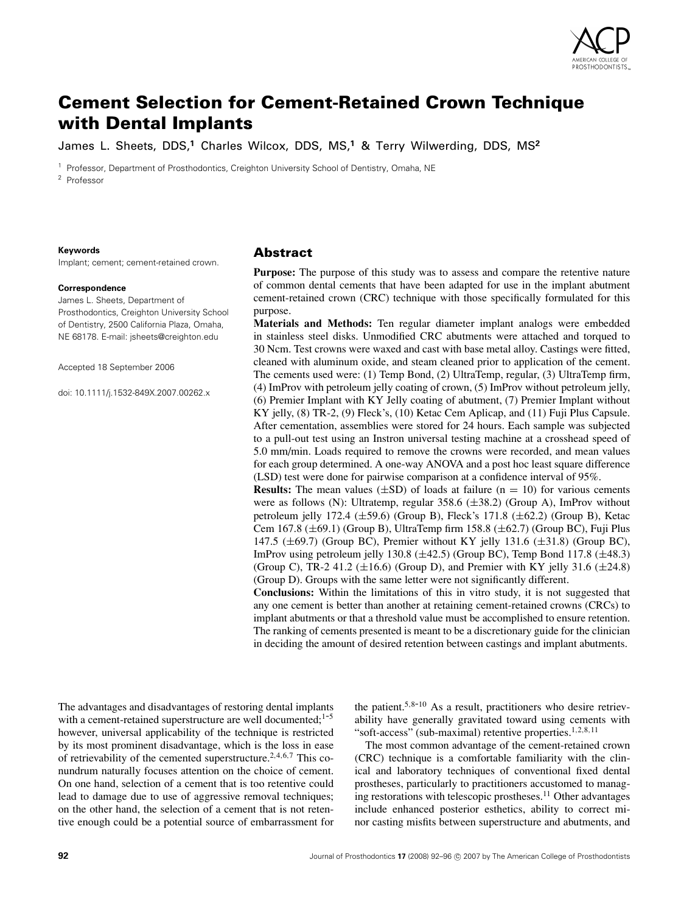# Cement Selection for Cement-Retained Crown Technique with Dental Implants

James L. Sheets, DDS,[1] Charles Wilcox, DDS, MS,[1] & Terry Wilwerding, DDS, MS[2]

[1] Professor, Department of Prosthodontics, Creighton University School of Dentistry, Omaha, NE

[2] Professor

**Keywords**

Implant; cement; cement-retained crown.

**Correspondence**

James L. Sheets, Department of Prosthodontics, Creighton University School of Dentistry, 2500 California Plaza, Omaha, NE 68178. E-mail: jsheets@creighton.edu

Accepted 18 September 2006

doi: 10.1111/j.1532-849X.2007.00262.x

## Abstract

**Purpose:** The purpose of this study was to assess and compare the retentive nature of common dental cements that have been adapted for use in the implant abutment cement-retained crown (CRC) technique with those specifically formulated for this purpose.

**Materials and Methods:** Ten regular diameter implant analogs were embedded in stainless steel disks. Unmodified CRC abutments were attached and torqued to 30 Ncm. Test crowns were waxed and cast with base metal alloy. Castings were fitted, cleaned with aluminum oxide, and steam cleaned prior to application of the cement. The cements used were: (1) Temp Bond, (2) UltraTemp, regular, (3) UltraTemp firm, (4) ImProv with petroleum jelly coating of crown, (5) ImProv without petroleum jelly, (6) Premier Implant with KY Jelly coating of abutment, (7) Premier Implant without KY jelly, (8) TR-2, (9) Fleck's, (10) Ketac Cem Aplicap, and (11) Fuji Plus Capsule. After cementation, assemblies were stored for 24 hours. Each sample was subjected to a pull-out test using an Instron universal testing machine at a crosshead speed of 5.0 mm/min. Loads required to remove the crowns were recorded, and mean values for each group determined. A one-way ANOVA and a post hoc least square difference (LSD) test were done for pairwise comparison at a confidence interval of 95%.

**Results:** The mean values ($\pm$SD) of loads at failure ($n = 10$) for various cements were as follows (N): Ultratemp, regular 358.6 ($\pm$38.2) (Group A), ImProv without petroleum jelly 172.4 ($\pm$59.6) (Group B), Fleck's 171.8 ($\pm$62.2) (Group B), Ketac Cem 167.8 ($\pm$69.1) (Group B), UltraTemp firm 158.8 ($\pm$62.7) (Group BC), Fuji Plus 147.5 ($\pm$69.7) (Group BC), Premier without KY jelly 131.6 ($\pm$31.8) (Group BC), ImProv using petroleum jelly 130.8 ($\pm$42.5) (Group BC), Temp Bond 117.8 ($\pm$48.3) (Group C), TR-2 41.2 ($\pm$16.6) (Group D), and Premier with KY jelly 31.6 ($\pm$24.8) (Group D). Groups with the same letter were not significantly different.

**Conclusions:** Within the limitations of this in vitro study, it is not suggested that any one cement is better than another at retaining cement-retained crowns (CRCs) to implant abutments or that a threshold value must be accomplished to ensure retention. The ranking of cements presented is meant to be a discretionary guide for the clinician in deciding the amount of desired retention between castings and implant abutments.

The advantages and disadvantages of restoring dental implants with a cement-retained superstructure are well documented;[1-5] however, universal applicability of the technique is restricted by its most prominent disadvantage, which is the loss in ease of retrievability of the cemented superstructure.[2,4,6,7] This conundrum naturally focuses attention on the choice of cement. On one hand, selection of a cement that is too retentive could lead to damage due to use of aggressive removal techniques; on the other hand, the selection of a cement that is not retentive enough could be a potential source of embarrassment for the patient.[5,8-10] As a result, practitioners who desire retrievability have generally gravitated toward using cements with "soft-access" (sub-maximal) retentive properties.[1,2,8,11]

The most common advantage of the cement-retained crown (CRC) technique is a comfortable familiarity with the clinical and laboratory techniques of conventional fixed dental prostheses, particularly to practitioners accustomed to managing restorations with telescopic prostheses.[11] Other advantages include enhanced posterior esthetics, ability to correct minor casting misfits between superstructure and abutments, and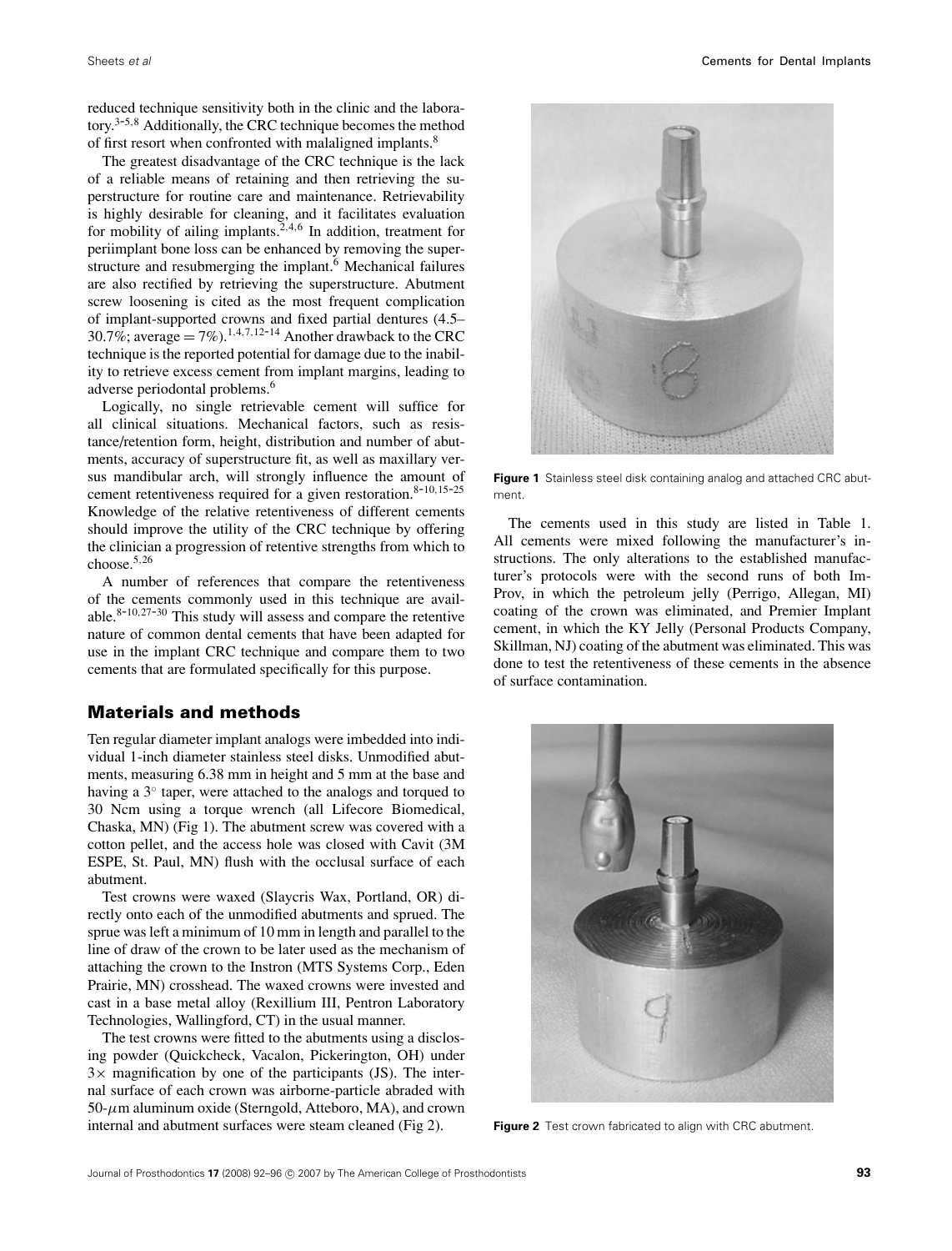reduced technique sensitivity both in the clinic and the laboratory.[3-5,8] Additionally, the CRC technique becomes the method of first resort when confronted with malaligned implants.[8]

The greatest disadvantage of the CRC technique is the lack of a reliable means of retaining and then retrieving the superstructure for routine care and maintenance. Retrievability is highly desirable for cleaning, and it facilitates evaluation for mobility of ailing implants.[2,4,6] In addition, treatment for periimplant bone loss can be enhanced by removing the superstructure and resubmerging the implant.[6] Mechanical failures are also rectified by retrieving the superstructure. Abutment screw loosening is cited as the most frequent complication of implant-supported crowns and fixed partial dentures (4.5–30.7%; average = 7%).[1,4,7,12-14] Another drawback to the CRC technique is the reported potential for damage due to the inability to retrieve excess cement from implant margins, leading to adverse periodontal problems.[6]

Logically, no single retrievable cement will suffice for all clinical situations. Mechanical factors, such as resistance/retention form, height, distribution and number of abutments, accuracy of superstructure fit, as well as maxillary versus mandibular arch, will strongly influence the amount of cement retentiveness required for a given restoration.[8-10,15-25] Knowledge of the relative retentiveness of different cements should improve the utility of the CRC technique by offering the clinician a progression of retentive strengths from which to choose.[5,26]

A number of references that compare the retentiveness of the cements commonly used in this technique are available.[8-10,27-30] This study will assess and compare the retentive nature of common dental cements that have been adapted for use in the implant CRC technique and compare them to two cements that are formulated specifically for this purpose.

## Materials and methods

Ten regular diameter implant analogs were imbedded into individual 1-inch diameter stainless steel disks. Unmodified abutments, measuring 6.38 mm in height and 5 mm at the base and having a 3° taper, were attached to the analogs and torqued to 30 Ncm using a torque wrench (all Lifecore Biomedical, Chaska, MN) (Fig 1). The abutment screw was covered with a cotton pellet, and the access hole was closed with Cavit (3M ESPE, St. Paul, MN) flush with the occlusal surface of each abutment.

Test crowns were waxed (Slaycris Wax, Portland, OR) directly onto each of the unmodified abutments and sprued. The sprue was left a minimum of 10 mm in length and parallel to the line of draw of the crown to be later used as the mechanism of attaching the crown to the Instron (MTS Systems Corp., Eden Prairie, MN) crosshead. The waxed crowns were invested and cast in a base metal alloy (Rexillium III, Pentron Laboratory Technologies, Wallingford, CT) in the usual manner.

The test crowns were fitted to the abutments using a disclosing powder (Quickcheck, Vacalon, Pickerington, OH) under 3× magnification by one of the participants (JS). The internal surface of each crown was airborne-particle abraded with 50-$\mu$m aluminum oxide (Sterngold, Atteboro, MA), and crown internal and abutment surfaces were steam cleaned (Fig 2).

**Figure 1** Stainless steel disk containing analog and attached CRC abutment.

The cements used in this study are listed in Table 1. All cements were mixed following the manufacturer's instructions. The only alterations to the established manufacturer's protocols were with the second runs of both Im-Prov, in which the petroleum jelly (Perrigo, Allegan, MI) coating of the crown was eliminated, and Premier Implant cement, in which the KY Jelly (Personal Products Company, Skillman, NJ) coating of the abutment was eliminated. This was done to test the retentiveness of these cements in the absence of surface contamination.

**Figure 2** Test crown fabricated to align with CRC abutment.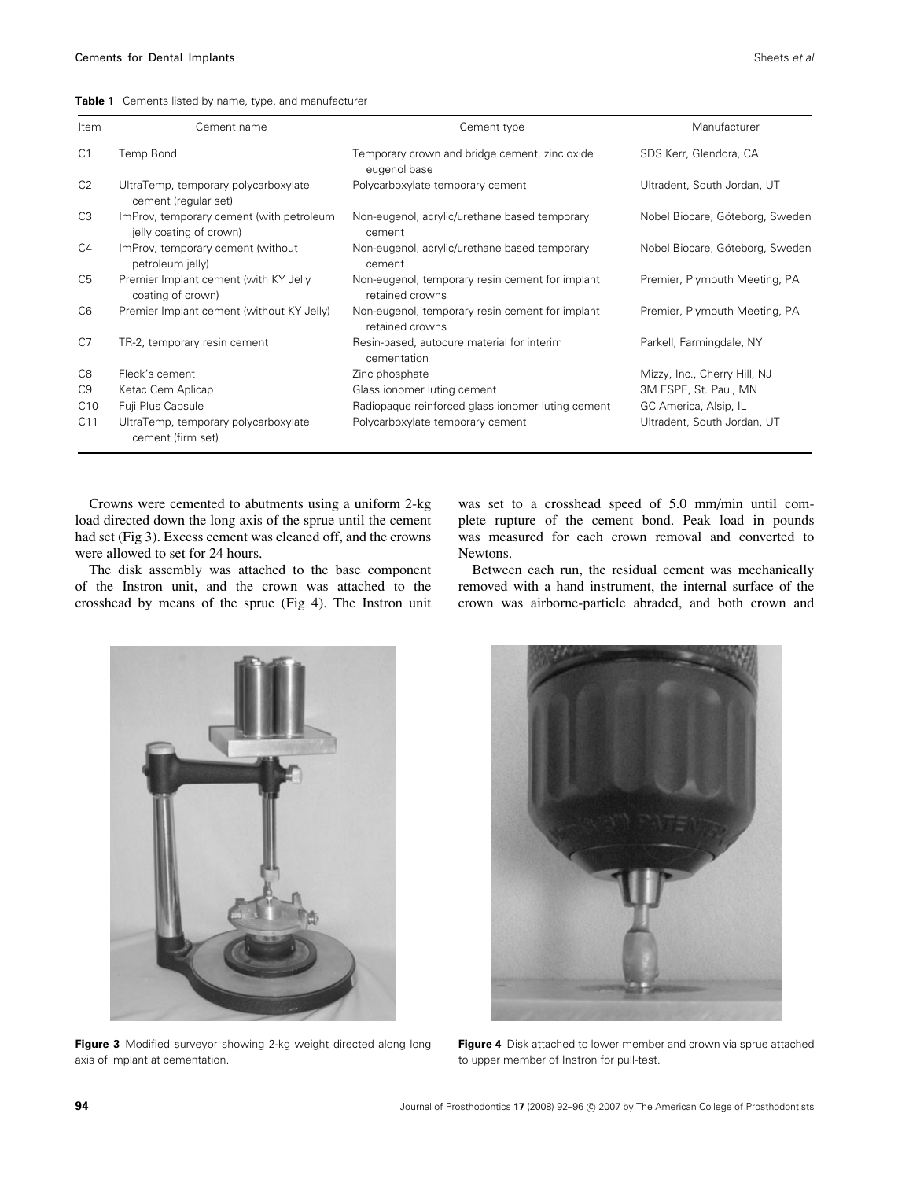**Table 1** Cements listed by name, type, and manufacturer

| Item | Cement name | Cement type | Manufacturer |
|---|---|---|---|
| C1 | Temp Bond | Temporary crown and bridge cement, zinc oxide eugenol base | SDS Kerr, Glendora, CA |
| C2 | UltraTemp, temporary polycarboxylate cement (regular set) | Polycarboxylate temporary cement | Ultradent, South Jordan, UT |
| C3 | ImProv, temporary cement (with petroleum jelly coating of crown) | Non-eugenol, acrylic/urethane based temporary cement | Nobel Biocare, Göteborg, Sweden |
| C4 | ImProv, temporary cement (without petroleum jelly) | Non-eugenol, acrylic/urethane based temporary cement | Nobel Biocare, Göteborg, Sweden |
| C5 | Premier Implant cement (with KY Jelly coating of crown) | Non-eugenol, temporary resin cement for implant retained crowns | Premier, Plymouth Meeting, PA |
| C6 | Premier Implant cement (without KY Jelly) | Non-eugenol, temporary resin cement for implant retained crowns | Premier, Plymouth Meeting, PA |
| C7 | TR-2, temporary resin cement | Resin-based, autocure material for interim cementation | Parkell, Farmingdale, NY |
| C8 | Fleck's cement | Zinc phosphate | Mizzy, Inc., Cherry Hill, NJ |
| C9 | Ketac Cem Aplicap | Glass ionomer luting cement | 3M ESPE, St. Paul, MN |
| C10 | Fuji Plus Capsule | Radiopaque reinforced glass ionomer luting cement | GC America, Alsip, IL |
| C11 | UltraTemp, temporary polycarboxylate cement (firm set) | Polycarboxylate temporary cement | Ultradent, South Jordan, UT |

Crowns were cemented to abutments using a uniform 2-kg load directed down the long axis of the sprue until the cement had set (Fig 3). Excess cement was cleaned off, and the crowns were allowed to set for 24 hours.

The disk assembly was attached to the base component of the Instron unit, and the crown was attached to the crosshead by means of the sprue (Fig 4). The Instron unit was set to a crosshead speed of 5.0 mm/min until complete rupture of the cement bond. Peak load in pounds was measured for each crown removal and converted to Newtons.

Between each run, the residual cement was mechanically removed with a hand instrument, the internal surface of the crown was airborne-particle abraded, and both crown and

**Figure 3** Modified surveyor showing 2-kg weight directed along long axis of implant at cementation.

**Figure 4** Disk attached to lower member and crown via sprue attached to upper member of Instron for pull-test.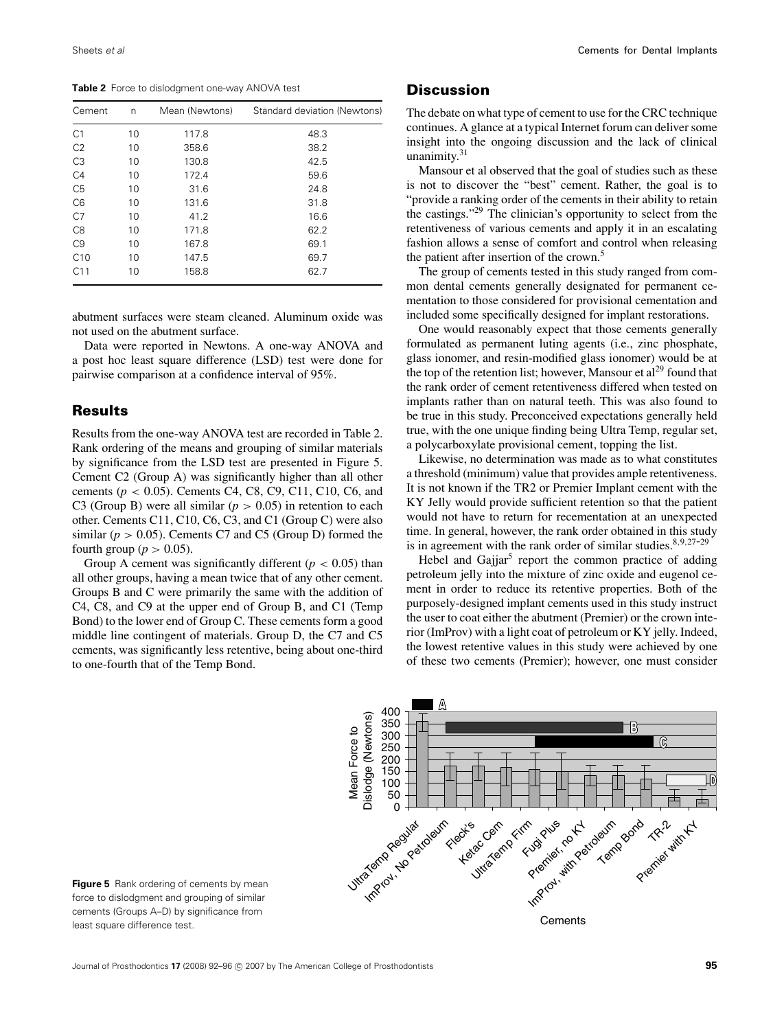**Table 2** Force to dislodgment one-way ANOVA test

| Cement | n | Mean (Newtons) | Standard deviation (Newtons) |
|---|---|---|---|
| C1 | 10 | 117.8 | 48.3 |
| C2 | 10 | 358.6 | 38.2 |
| C3 | 10 | 130.8 | 42.5 |
| C4 | 10 | 172.4 | 59.6 |
| C5 | 10 | 31.6 | 24.8 |
| C6 | 10 | 131.6 | 31.8 |
| C7 | 10 | 41.2 | 16.6 |
| C8 | 10 | 171.8 | 62.2 |
| C9 | 10 | 167.8 | 69.1 |
| C10 | 10 | 147.5 | 69.7 |
| C11 | 10 | 158.8 | 62.7 |

abutment surfaces were steam cleaned. Aluminum oxide was not used on the abutment surface.

Data were reported in Newtons. A one-way ANOVA and a post hoc least square difference (LSD) test were done for pairwise comparison at a confidence interval of 95%.

## Results

Results from the one-way ANOVA test are recorded in Table 2. Rank ordering of the means and grouping of similar materials by significance from the LSD test are presented in Figure 5. Cement C2 (Group A) was significantly higher than all other cements ($p < 0.05$). Cements C4, C8, C9, C11, C10, C6, and C3 (Group B) were all similar ($p > 0.05$) in retention to each other. Cements C11, C10, C6, C3, and C1 (Group C) were also similar ($p > 0.05$). Cements C7 and C5 (Group D) formed the fourth group ($p > 0.05$).

Group A cement was significantly different ($p < 0.05$) than all other groups, having a mean twice that of any other cement. Groups B and C were primarily the same with the addition of C4, C8, and C9 at the upper end of Group B, and C1 (Temp Bond) to the lower end of Group C. These cements form a good middle line contingent of materials. Group D, the C7 and C5 cements, was significantly less retentive, being about one-third to one-fourth that of the Temp Bond.

## Discussion

The debate on what type of cement to use for the CRC technique continues. A glance at a typical Internet forum can deliver some insight into the ongoing discussion and the lack of clinical unanimity.[31]

Mansour et al observed that the goal of studies such as these is not to discover the "best" cement. Rather, the goal is to "provide a ranking order of the cements in their ability to retain the castings."[29] The clinician's opportunity to select from the retentiveness of various cements and apply it in an escalating fashion allows a sense of comfort and control when releasing the patient after insertion of the crown.[5]

The group of cements tested in this study ranged from common dental cements generally designated for permanent cementation to those considered for provisional cementation and included some specifically designed for implant restorations.

One would reasonably expect that those cements generally formulated as permanent luting agents (i.e., zinc phosphate, glass ionomer, and resin-modified glass ionomer) would be at the top of the retention list; however, Mansour et al[29] found that the rank order of cement retentiveness differed when tested on implants rather than on natural teeth. This was also found to be true in this study. Preconceived expectations generally held true, with the one unique finding being Ultra Temp, regular set, a polycarboxylate provisional cement, topping the list.

Likewise, no determination was made as to what constitutes a threshold (minimum) value that provides ample retentiveness. It is not known if the TR2 or Premier Implant cement with the KY Jelly would provide sufficient retention so that the patient would not have to return for recementation at an unexpected time. In general, however, the rank order obtained in this study is in agreement with the rank order of similar studies.[8,9,27-29]

Hebel and Gajjar[5] report the common practice of adding petroleum jelly into the mixture of zinc oxide and eugenol cement in order to reduce its retentive properties. Both of the purposely-designed implant cements used in this study instruct the user to coat either the abutment (Premier) or the crown interior (ImProv) with a light coat of petroleum or KY jelly. Indeed, the lowest retentive values in this study were achieved by one of these two cements (Premier); however, one must consider

**Figure 5** Rank ordering of cements by mean force to dislodgment and grouping of similar cements (Groups A–D) by significance from least square difference test.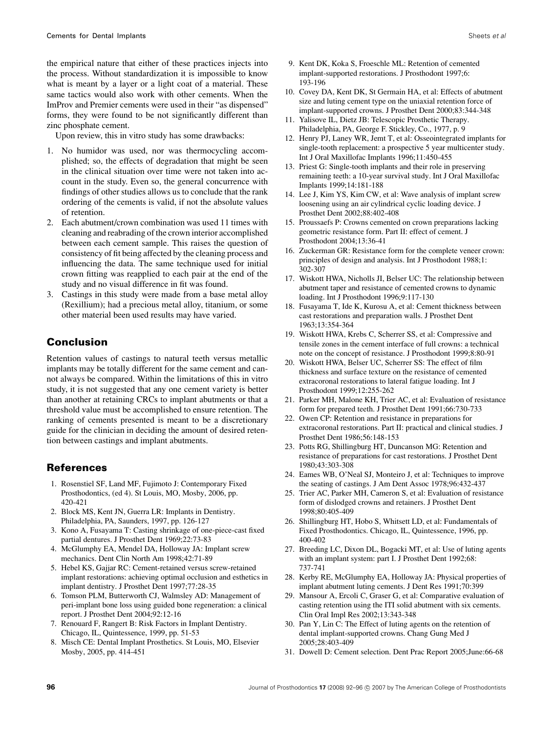the empirical nature that either of these practices injects into the process. Without standardization it is impossible to know what is meant by a layer or a light coat of a material. These same tactics would also work with other cements. When the ImProv and Premier cements were used in their "as dispensed" forms, they were found to be not significantly different than zinc phosphate cement.

Upon review, this in vitro study has some drawbacks:

1. No humidor was used, nor was thermocycling accomplished; so, the effects of degradation that might be seen in the clinical situation over time were not taken into account in the study. Even so, the general concurrence with findings of other studies allows us to conclude that the rank ordering of the cements is valid, if not the absolute values of retention.
2. Each abutment/crown combination was used 11 times with cleaning and reabrading of the crown interior accomplished between each cement sample. This raises the question of consistency of fit being affected by the cleaning process and influencing the data. The same technique used for initial crown fitting was reapplied to each pair at the end of the study and no visual difference in fit was found.
3. Castings in this study were made from a base metal alloy (Rexillium); had a precious metal alloy, titanium, or some other material been used results may have varied.

## Conclusion

Retention values of castings to natural teeth versus metallic implants may be totally different for the same cement and cannot always be compared. Within the limitations of this in vitro study, it is not suggested that any one cement variety is better than another at retaining CRCs to implant abutments or that a threshold value must be accomplished to ensure retention. The ranking of cements presented is meant to be a discretionary guide for the clinician in deciding the amount of desired retention between castings and implant abutments.

## References

1. Rosenstiel SF, Land MF, Fujimoto J: Contemporary Fixed Prosthodontics, (ed 4). St Louis, MO, Mosby, 2006, pp. 420-421
2. Block MS, Kent JN, Guerra LR: Implants in Dentistry. Philadelphia, PA, Saunders, 1997, pp. 126-127
3. Kono A, Fusayama T: Casting shrinkage of one-piece-cast fixed partial dentures. J Prosthet Dent 1969;22:73-83
4. McGlumphy EA, Mendel DA, Holloway JA: Implant screw mechanics. Dent Clin North Am 1998;42:71-89
5. Hebel KS, Gajjar RC: Cement-retained versus screw-retained implant restorations: achieving optimal occlusion and esthetics in implant dentistry. J Prosthet Dent 1997;77:28-35
6. Tomson PLM, Butterworth CJ, Walmsley AD: Management of peri-implant bone loss using guided bone regeneration: a clinical report. J Prosthet Dent 2004;92:12-16
7. Renouard F, Rangert B: Risk Factors in Implant Dentistry. Chicago, IL, Quintessence, 1999, pp. 51-53
8. Misch CE: Dental Implant Prosthetics. St Louis, MO, Elsevier Mosby, 2005, pp. 414-451
9. Kent DK, Koka S, Froeschle ML: Retention of cemented implant-supported restorations. J Prosthodont 1997;6: 193-196
10. Covey DA, Kent DK, St Germain HA, et al: Effects of abutment size and luting cement type on the uniaxial retention force of implant-supported crowns. J Prosthet Dent 2000;83:344-348
11. Yalisove IL, Dietz JB: Telescopic Prosthetic Therapy. Philadelphia, PA, George F. Stickley, Co., 1977, p. 9
12. Henry PJ, Laney WR, Jemt T, et al: Osseointegrated implants for single-tooth replacement: a prospective 5 year multicenter study. Int J Oral Maxillofac Implants 1996;11:450-455
13. Priest G: Single-tooth implants and their role in preserving remaining teeth: a 10-year survival study. Int J Oral Maxillofac Implants 1999;14:181-188
14. Lee J, Kim YS, Kim CW, et al: Wave analysis of implant screw loosening using an air cylindrical cyclic loading device. J Prosthet Dent 2002;88:402-408
15. Proussaefs P: Crowns cemented on crown preparations lacking geometric resistance form. Part II: effect of cement. J Prosthodont 2004;13:36-41
16. Zuckerman GR: Resistance form for the complete veneer crown: principles of design and analysis. Int J Prosthodont 1988;1: 302-307
17. Wiskott HWA, Nicholls JI, Belser UC: The relationship between abutment taper and resistance of cemented crowns to dynamic loading. Int J Prosthodont 1996;9:117-130
18. Fusayama T, Ide K, Kurosu A, et al: Cement thickness between cast restorations and preparation walls. J Prosthet Dent 1963;13:354-364
19. Wiskott HWA, Krebs C, Scherrer SS, et al: Compressive and tensile zones in the cement interface of full crowns: a technical note on the concept of resistance. J Prosthodont 1999;8:80-91
20. Wiskott HWA, Belser UC, Scherrer SS: The effect of film thickness and surface texture on the resistance of cemented extracoronal restorations to lateral fatigue loading. Int J Prosthodont 1999;12:255-262
21. Parker MH, Malone KH, Trier AC, et al: Evaluation of resistance form for prepared teeth. J Prosthet Dent 1991;66:730-733
22. Owen CP: Retention and resistance in preparations for extracoronal restorations. Part II: practical and clinical studies. J Prosthet Dent 1986;56:148-153
23. Potts RG, Shillingburg HT, Duncanson MG: Retention and resistance of preparations for cast restorations. J Prosthet Dent 1980;43:303-308
24. Eames WB, O'Neal SJ, Monteiro J, et al: Techniques to improve the seating of castings. J Am Dent Assoc 1978;96:432-437
25. Trier AC, Parker MH, Cameron S, et al: Evaluation of resistance form of dislodged crowns and retainers. J Prosthet Dent 1998;80:405-409
26. Shillingburg HT, Hobo S, Whitsett LD, et al: Fundamentals of Fixed Prosthodontics. Chicago, IL, Quintessence, 1996, pp. 400-402
27. Breeding LC, Dixon DL, Bogacki MT, et al: Use of luting agents with an implant system: part I. J Prosthet Dent 1992;68: 737-741
28. Kerby RE, McGlumphy EA, Holloway JA: Physical properties of implant abutment luting cements. J Dent Res 1991;70:399
29. Mansour A, Ercoli C, Graser G, et al: Comparative evaluation of casting retention using the ITI solid abutment with six cements. Clin Oral Impl Res 2002;13:343-348
30. Pan Y, Lin C: The Effect of luting agents on the retention of dental implant-supported crowns. Chang Gung Med J 2005;28:403-409
31. Dowell D: Cement selection. Dent Prac Report 2005;June:66-68